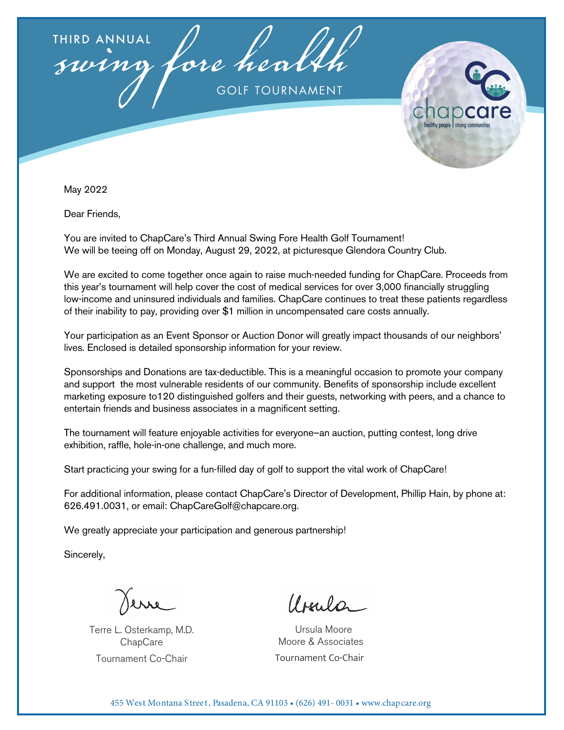# THIRD ANNUAL swing fore health GOLF TOURNAMENT

chapcare
healthy people | strong communities

May 2022

Dear Friends,

You are invited to ChapCare's Third Annual Swing Fore Health Golf Tournament!
We will be teeing off on Monday, August 29, 2022, at picturesque Glendora Country Club.

We are excited to come together once again to raise much-needed funding for ChapCare. Proceeds from this year's tournament will help cover the cost of medical services for over 3,000 financially struggling low-income and uninsured individuals and families. ChapCare continues to treat these patients regardless of their inability to pay, providing over $1 million in uncompensated care costs annually.

Your participation as an Event Sponsor or Auction Donor will greatly impact thousands of our neighbors' lives. Enclosed is detailed sponsorship information for your review.

Sponsorships and Donations are tax-deductible. This is a meaningful occasion to promote your company and support the most vulnerable residents of our community. Benefits of sponsorship include excellent marketing exposure to120 distinguished golfers and their guests, networking with peers, and a chance to entertain friends and business associates in a magnificent setting.

The tournament will feature enjoyable activities for everyone–an auction, putting contest, long drive exhibition, raffle, hole-in-one challenge, and much more.

Start practicing your swing for a fun-filled day of golf to support the vital work of ChapCare!

For additional information, please contact ChapCare's Director of Development, Phillip Hain, by phone at: 626.491.0031, or email: ChapCareGolf@chapcare.org.

We greatly appreciate your participation and generous partnership!

Sincerely,

Terre L. Osterkamp, M.D.
ChapCare
Tournament Co-Chair

Ursula Moore
Moore & Associates
Tournament Co-Chair

455 West Montana Street, Pasadena, CA 91103 • (626) 491- 0031 • www.chapcare.org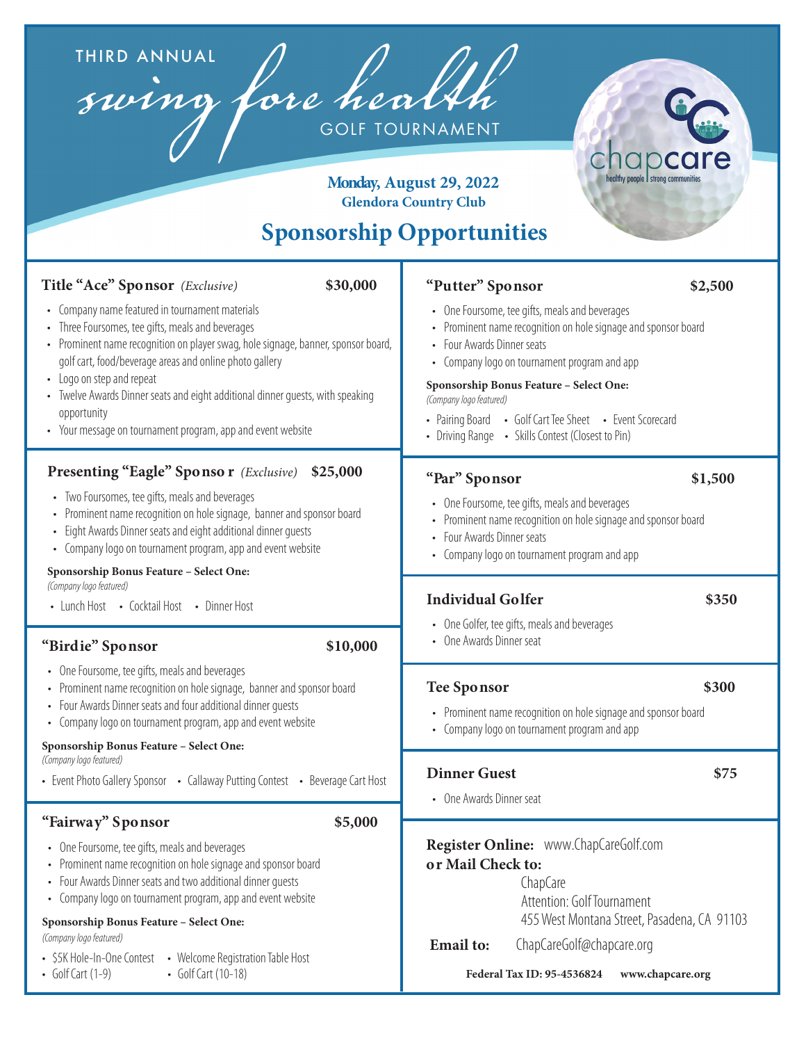THIRD ANNUAL

# swing fore health GOLF TOURNAMENT

chapcare
healthy people | strong communities

**Monday, August 29, 2022**
**Glendora Country Club**

## Sponsorship Opportunities

### Title "Ace" Sponsor *(Exclusive)* $30,000

- Company name featured in tournament materials
- Three Foursomes, tee gifts, meals and beverages
- Prominent name recognition on player swag, hole signage, banner, sponsor board, golf cart, food/beverage areas and online photo gallery
- Logo on step and repeat
- Twelve Awards Dinner seats and eight additional dinner guests, with speaking opportunity
- Your message on tournament program, app and event website

### Presenting "Eagle" Sponsor *(Exclusive)* $25,000

- Two Foursomes, tee gifts, meals and beverages
- Prominent name recognition on hole signage, banner and sponsor board
- Eight Awards Dinner seats and eight additional dinner guests
- Company logo on tournament program, app and event website

**Sponsorship Bonus Feature – Select One:**
*(Company logo featured)*

- Lunch Host
- Cocktail Host
- Dinner Host

### "Birdie" Sponsor $10,000

- One Foursome, tee gifts, meals and beverages
- Prominent name recognition on hole signage, banner and sponsor board
- Four Awards Dinner seats and four additional dinner guests
- Company logo on tournament program, app and event website

**Sponsorship Bonus Feature – Select One:**
*(Company logo featured)*

- Event Photo Gallery Sponsor
- Callaway Putting Contest
- Beverage Cart Host

### "Fairway" Sponsor $5,000

- One Foursome, tee gifts, meals and beverages
- Prominent name recognition on hole signage and sponsor board
- Four Awards Dinner seats and two additional dinner guests
- Company logo on tournament program, app and event website

**Sponsorship Bonus Feature – Select One:**
*(Company logo featured)*

- $5K Hole-In-One Contest
- Welcome Registration Table Host
- Golf Cart (1-9)
- Golf Cart (10-18)

### "Putter" Sponsor $2,500

- One Foursome, tee gifts, meals and beverages
- Prominent name recognition on hole signage and sponsor board
- Four Awards Dinner seats
- Company logo on tournament program and app

**Sponsorship Bonus Feature – Select One:**
*(Company logo featured)*

- Pairing Board
- Golf Cart Tee Sheet
- Event Scorecard
- Driving Range
- Skills Contest (Closest to Pin)

### "Par" Sponsor $1,500

- One Foursome, tee gifts, meals and beverages
- Prominent name recognition on hole signage and sponsor board
- Four Awards Dinner seats
- Company logo on tournament program and app

### Individual Golfer $350

- One Golfer, tee gifts, meals and beverages
- One Awards Dinner seat

### Tee Sponsor $300

- Prominent name recognition on hole signage and sponsor board
- Company logo on tournament program and app

### Dinner Guest $75

- One Awards Dinner seat

**Register Online:** www.ChapCareGolf.com
**or Mail Check to:**
ChapCare
Attention: Golf Tournament
455 West Montana Street, Pasadena, CA 91103

**Email to:** ChapCareGolf@chapcare.org

**Federal Tax ID: 95-4536824** **www.chapcare.org**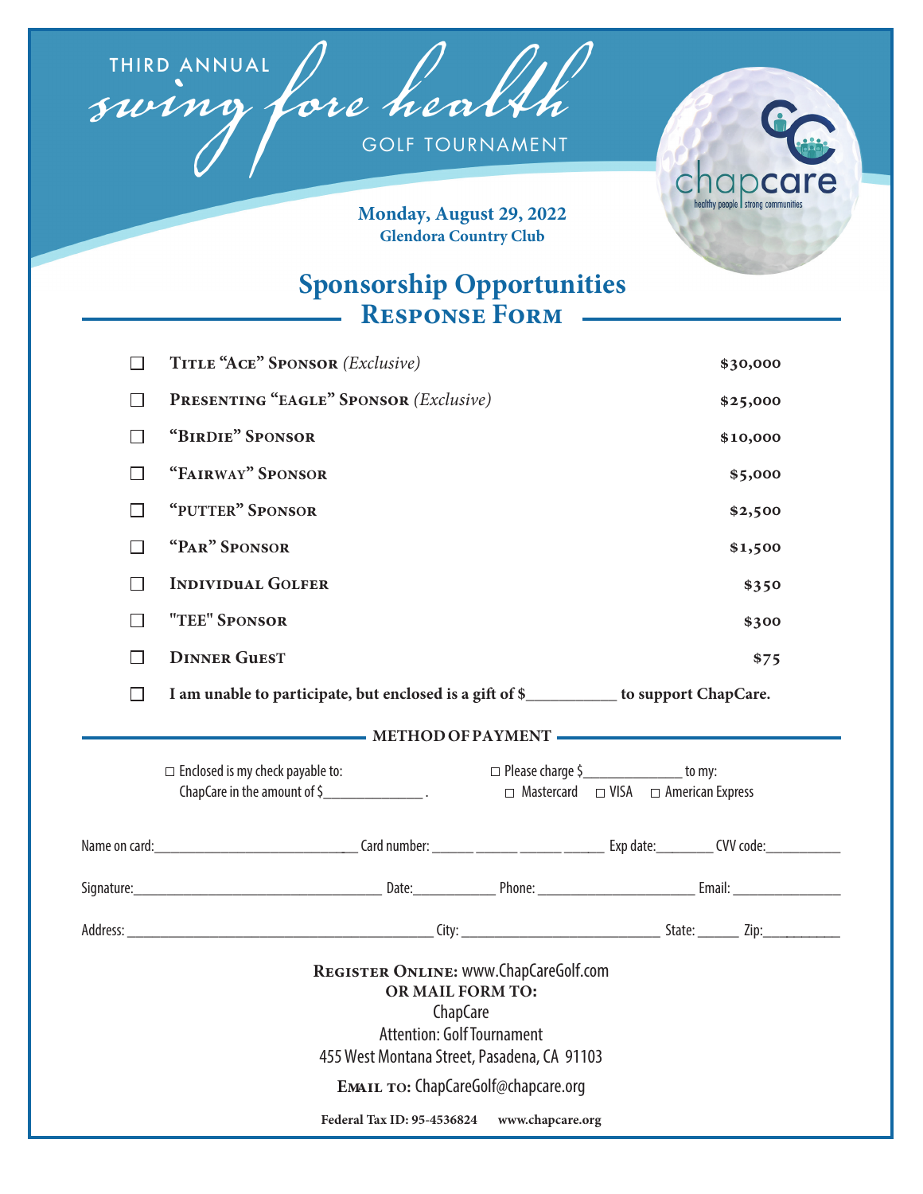THIRD ANNUAL

# swing fore health

GOLF TOURNAMENT

chapcare
healthy people | strong communities

**Monday, August 29, 2022**
**Glendora Country Club**

## Sponsorship Opportunities
## Response Form

| | | |
|---|---|---|
| ☐ | **Title "Ace" Sponsor** *(Exclusive)* | **$30,000** |
| ☐ | **Presenting "Eagle" Sponsor** *(Exclusive)* | **$25,000** |
| ☐ | **"Birdie" Sponsor** | **$10,000** |
| ☐ | **"Fairway" Sponsor** | **$5,000** |
| ☐ | **"Putter" Sponsor** | **$2,500** |
| ☐ | **"Par" Sponsor** | **$1,500** |
| ☐ | **Individual Golfer** | **$350** |
| ☐ | **"Tee" Sponsor** | **$300** |
| ☐ | **Dinner Guest** | **$75** |

☐ **I am unable to participate, but enclosed is a gift of $__________ to support ChapCare.**

### METHOD OF PAYMENT

☐ Enclosed is my check payable to: ChapCare in the amount of $_____________ .

☐ Please charge $_____________ to my: ☐ Mastercard ☐ VISA ☐ American Express

Name on card:___________________________ Card number: ______ ______ ______ ______ Exp date:________ CVV code:__________

Signature:__________________________________ Date:___________ Phone: _____________________ Email: _______________

Address: ____________________________________________ City: __________________________ State: ______ Zip:__________

**Register Online:** www.ChapCareGolf.com
**OR MAIL FORM TO:**
ChapCare
Attention: Golf Tournament
455 West Montana Street, Pasadena, CA 91103

**Email to:** ChapCareGolf@chapcare.org

**Federal Tax ID: 95-4536824 www.chapcare.org**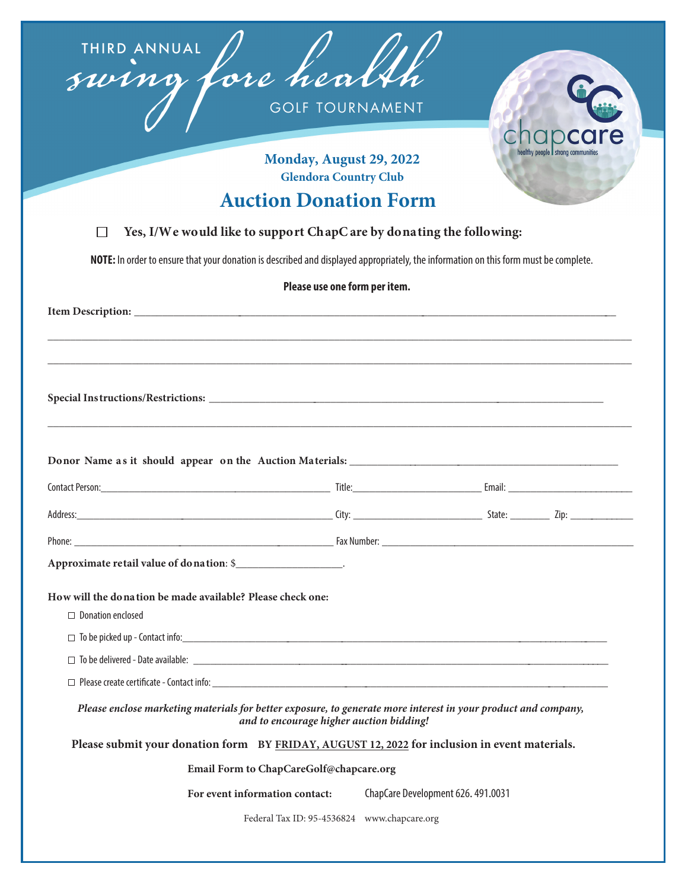THIRD ANNUAL

# swing fore health

GOLF TOURNAMENT

chapcare
healthy people | strong communities

**Monday, August 29, 2022**
**Glendora Country Club**

## Auction Donation Form

☐ **Yes, I/We would like to support ChapCare by donating the following:**

**NOTE:** In order to ensure that your donation is described and displayed appropriately, the information on this form must be complete.

**Please use one form per item.**

**Item Description:** ______________________________________________________________________________

______________________________________________________________________________________________

______________________________________________________________________________________________

**Special Instructions/Restrictions:** ____________________________________________________________

______________________________________________________________________________________________

**Donor Name as it should appear on the Auction Materials:** _______________________________________

Contact Person: ____________________________ Title: ____________________ Email: ____________________

Address: __________________________________ City: ____________________ State: ________ Zip: __________

Phone: ____________________________________ Fax Number: ________________________________________

**Approximate retail value of donation**: $__________________.

**How will the donation be made available? Please check one:**

☐ Donation enclosed

☐ To be picked up - Contact info: ____________________________________________________________

☐ To be delivered - Date available: ____________________________________________________________

☐ Please create certificate - Contact info: ______________________________________________________

***Please enclose marketing materials for better exposure, to generate more interest in your product and company, and to encourage higher auction bidding!***

**Please submit your donation form BY FRIDAY, AUGUST 12, 2022 for inclusion in event materials.**

**Email Form to ChapCareGolf@chapcare.org**

**For event information contact:** ChapCare Development 626. 491.0031

Federal Tax ID: 95-4536824 www.chapcare.org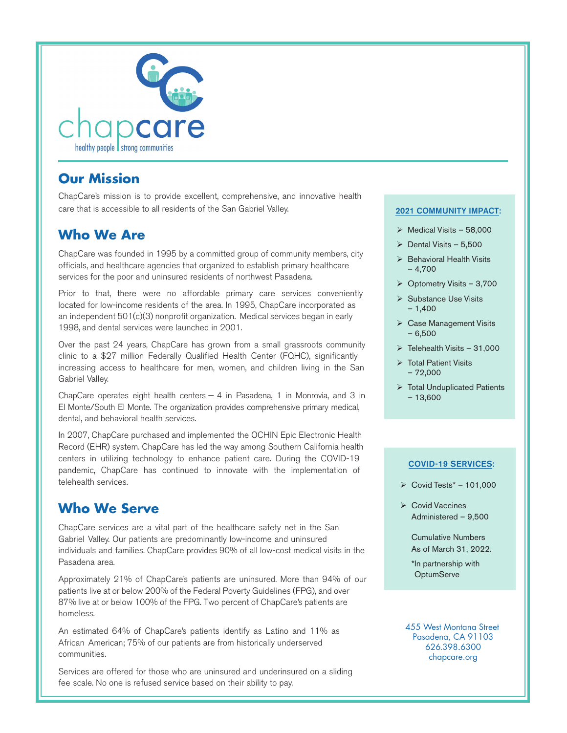chapcare

healthy people | strong communities

## Our Mission

ChapCare's mission is to provide excellent, comprehensive, and innovative health care that is accessible to all residents of the San Gabriel Valley.

## Who We Are

ChapCare was founded in 1995 by a committed group of community members, city officials, and healthcare agencies that organized to establish primary healthcare services for the poor and uninsured residents of northwest Pasadena.

Prior to that, there were no affordable primary care services conveniently located for low-income residents of the area. In 1995, ChapCare incorporated as an independent 501(c)(3) nonprofit organization. Medical services began in early 1998, and dental services were launched in 2001.

Over the past 24 years, ChapCare has grown from a small grassroots community clinic to a $27 million Federally Qualified Health Center (FQHC), significantly increasing access to healthcare for men, women, and children living in the San Gabriel Valley.

ChapCare operates eight health centers – 4 in Pasadena, 1 in Monrovia, and 3 in El Monte/South El Monte. The organization provides comprehensive primary medical, dental, and behavioral health services.

In 2007, ChapCare purchased and implemented the OCHIN Epic Electronic Health Record (EHR) system. ChapCare has led the way among Southern California health centers in utilizing technology to enhance patient care. During the COVID-19 pandemic, ChapCare has continued to innovate with the implementation of telehealth services.

## Who We Serve

ChapCare services are a vital part of the healthcare safety net in the San Gabriel Valley. Our patients are predominantly low-income and uninsured individuals and families. ChapCare provides 90% of all low-cost medical visits in the Pasadena area.

Approximately 21% of ChapCare's patients are uninsured. More than 94% of our patients live at or below 200% of the Federal Poverty Guidelines (FPG), and over 87% live at or below 100% of the FPG. Two percent of ChapCare's patients are homeless.

An estimated 64% of ChapCare's patients identify as Latino and 11% as African American; 75% of our patients are from historically underserved communities.

Services are offered for those who are uninsured and underinsured on a sliding fee scale. No one is refused service based on their ability to pay.

**2021 COMMUNITY IMPACT:**

- Medical Visits – 58,000
- Dental Visits – 5,500
- Behavioral Health Visits – 4,700
- Optometry Visits – 3,700
- Substance Use Visits – 1,400
- Case Management Visits – 6,500
- Telehealth Visits – 31,000
- Total Patient Visits – 72,000
- Total Unduplicated Patients – 13,600

**COVID-19 SERVICES:**

- Covid Tests* – 101,000
- Covid Vaccines Administered – 9,500

Cumulative Numbers As of March 31, 2022.

*In partnership with OptumServe

455 West Montana Street
Pasadena, CA 91103
626.398.6300
chapcare.org